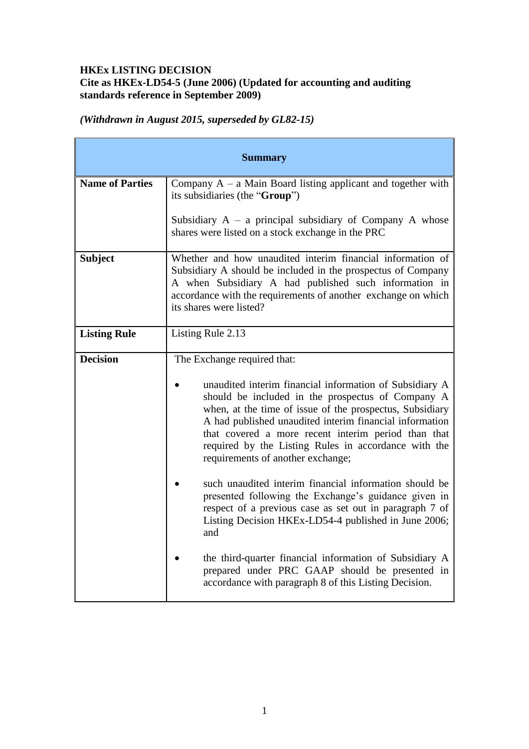**HKEx LISTING DECISION**
**Cite as HKEx-LD54-5 (June 2006) (Updated for accounting and auditing standards reference in September 2009)**

***(Withdrawn in August 2015, superseded by GL82-15)***

| **Summary** | |
|---|---|
| **Name of Parties** | Company A – a Main Board listing applicant and together with its subsidiaries (the "**Group**")<br><br>Subsidiary A – a principal subsidiary of Company A whose shares were listed on a stock exchange in the PRC |
| **Subject** | Whether and how unaudited interim financial information of Subsidiary A should be included in the prospectus of Company A when Subsidiary A had published such information in accordance with the requirements of another exchange on which its shares were listed? |
| **Listing Rule** | Listing Rule 2.13 |
| **Decision** | The Exchange required that:<br><br>• unaudited interim financial information of Subsidiary A should be included in the prospectus of Company A when, at the time of issue of the prospectus, Subsidiary A had published unaudited interim financial information that covered a more recent interim period than that required by the Listing Rules in accordance with the requirements of another exchange;<br><br>• such unaudited interim financial information should be presented following the Exchange's guidance given in respect of a previous case as set out in paragraph 7 of Listing Decision HKEx-LD54-4 published in June 2006; and<br><br>• the third-quarter financial information of Subsidiary A prepared under PRC GAAP should be presented in accordance with paragraph 8 of this Listing Decision. |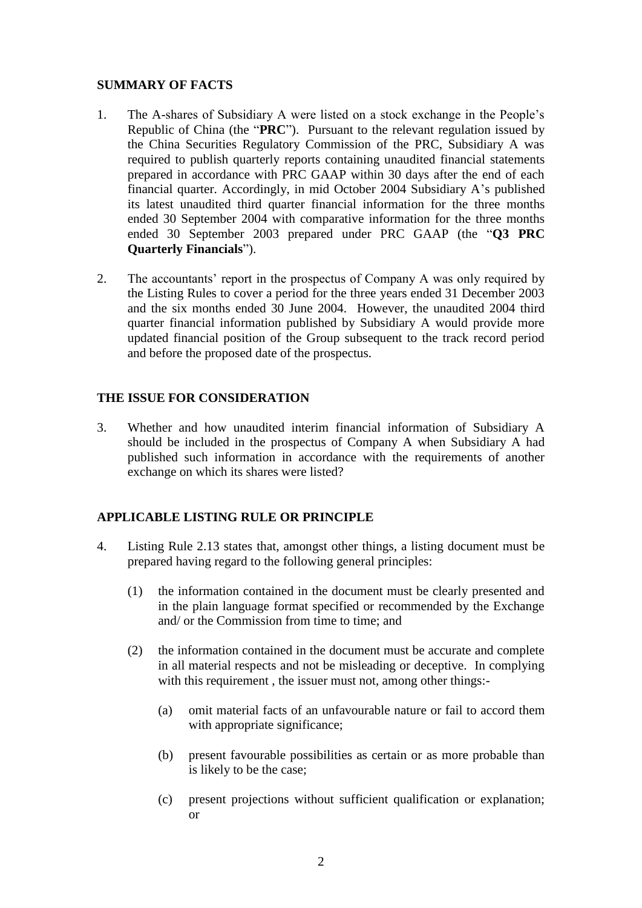## SUMMARY OF FACTS

1. The A-shares of Subsidiary A were listed on a stock exchange in the People's Republic of China (the "**PRC**"). Pursuant to the relevant regulation issued by the China Securities Regulatory Commission of the PRC, Subsidiary A was required to publish quarterly reports containing unaudited financial statements prepared in accordance with PRC GAAP within 30 days after the end of each financial quarter. Accordingly, in mid October 2004 Subsidiary A's published its latest unaudited third quarter financial information for the three months ended 30 September 2004 with comparative information for the three months ended 30 September 2003 prepared under PRC GAAP (the "**Q3 PRC Quarterly Financials**").

2. The accountants' report in the prospectus of Company A was only required by the Listing Rules to cover a period for the three years ended 31 December 2003 and the six months ended 30 June 2004. However, the unaudited 2004 third quarter financial information published by Subsidiary A would provide more updated financial position of the Group subsequent to the track record period and before the proposed date of the prospectus.

## THE ISSUE FOR CONSIDERATION

3. Whether and how unaudited interim financial information of Subsidiary A should be included in the prospectus of Company A when Subsidiary A had published such information in accordance with the requirements of another exchange on which its shares were listed?

## APPLICABLE LISTING RULE OR PRINCIPLE

4. Listing Rule 2.13 states that, amongst other things, a listing document must be prepared having regard to the following general principles:

    (1) the information contained in the document must be clearly presented and in the plain language format specified or recommended by the Exchange and/ or the Commission from time to time; and

    (2) the information contained in the document must be accurate and complete in all material respects and not be misleading or deceptive. In complying with this requirement , the issuer must not, among other things:-

        (a) omit material facts of an unfavourable nature or fail to accord them with appropriate significance;

        (b) present favourable possibilities as certain or as more probable than is likely to be the case;

        (c) present projections without sufficient qualification or explanation; or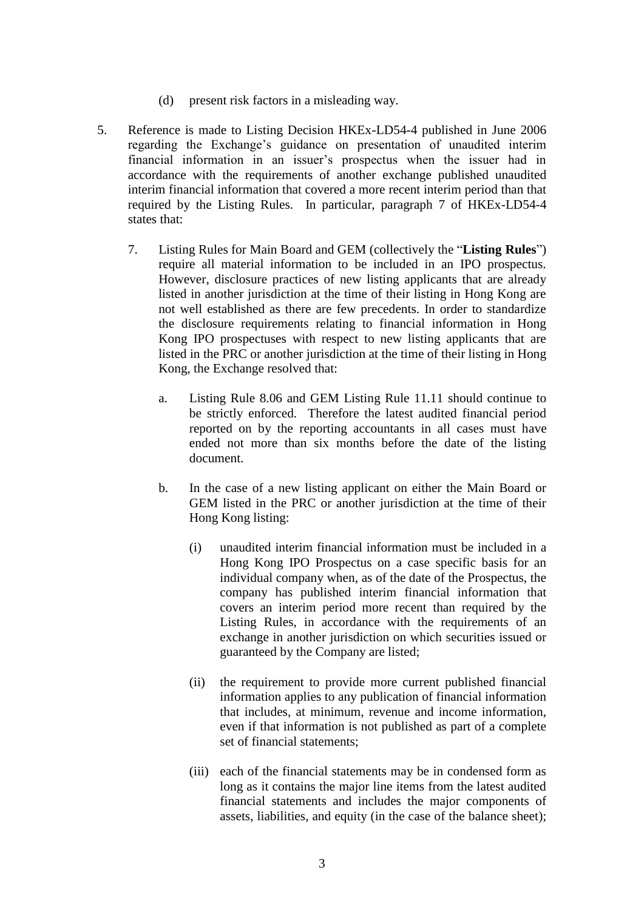(d) present risk factors in a misleading way.

5. Reference is made to Listing Decision HKEx-LD54-4 published in June 2006 regarding the Exchange's guidance on presentation of unaudited interim financial information in an issuer's prospectus when the issuer had in accordance with the requirements of another exchange published unaudited interim financial information that covered a more recent interim period than that required by the Listing Rules. In particular, paragraph 7 of HKEx-LD54-4 states that:

   7. Listing Rules for Main Board and GEM (collectively the "**Listing Rules**") require all material information to be included in an IPO prospectus. However, disclosure practices of new listing applicants that are already listed in another jurisdiction at the time of their listing in Hong Kong are not well established as there are few precedents. In order to standardize the disclosure requirements relating to financial information in Hong Kong IPO prospectuses with respect to new listing applicants that are listed in the PRC or another jurisdiction at the time of their listing in Hong Kong, the Exchange resolved that:

      a. Listing Rule 8.06 and GEM Listing Rule 11.11 should continue to be strictly enforced. Therefore the latest audited financial period reported on by the reporting accountants in all cases must have ended not more than six months before the date of the listing document.

      b. In the case of a new listing applicant on either the Main Board or GEM listed in the PRC or another jurisdiction at the time of their Hong Kong listing:

         (i) unaudited interim financial information must be included in a Hong Kong IPO Prospectus on a case specific basis for an individual company when, as of the date of the Prospectus, the company has published interim financial information that covers an interim period more recent than required by the Listing Rules, in accordance with the requirements of an exchange in another jurisdiction on which securities issued or guaranteed by the Company are listed;

         (ii) the requirement to provide more current published financial information applies to any publication of financial information that includes, at minimum, revenue and income information, even if that information is not published as part of a complete set of financial statements;

         (iii) each of the financial statements may be in condensed form as long as it contains the major line items from the latest audited financial statements and includes the major components of assets, liabilities, and equity (in the case of the balance sheet);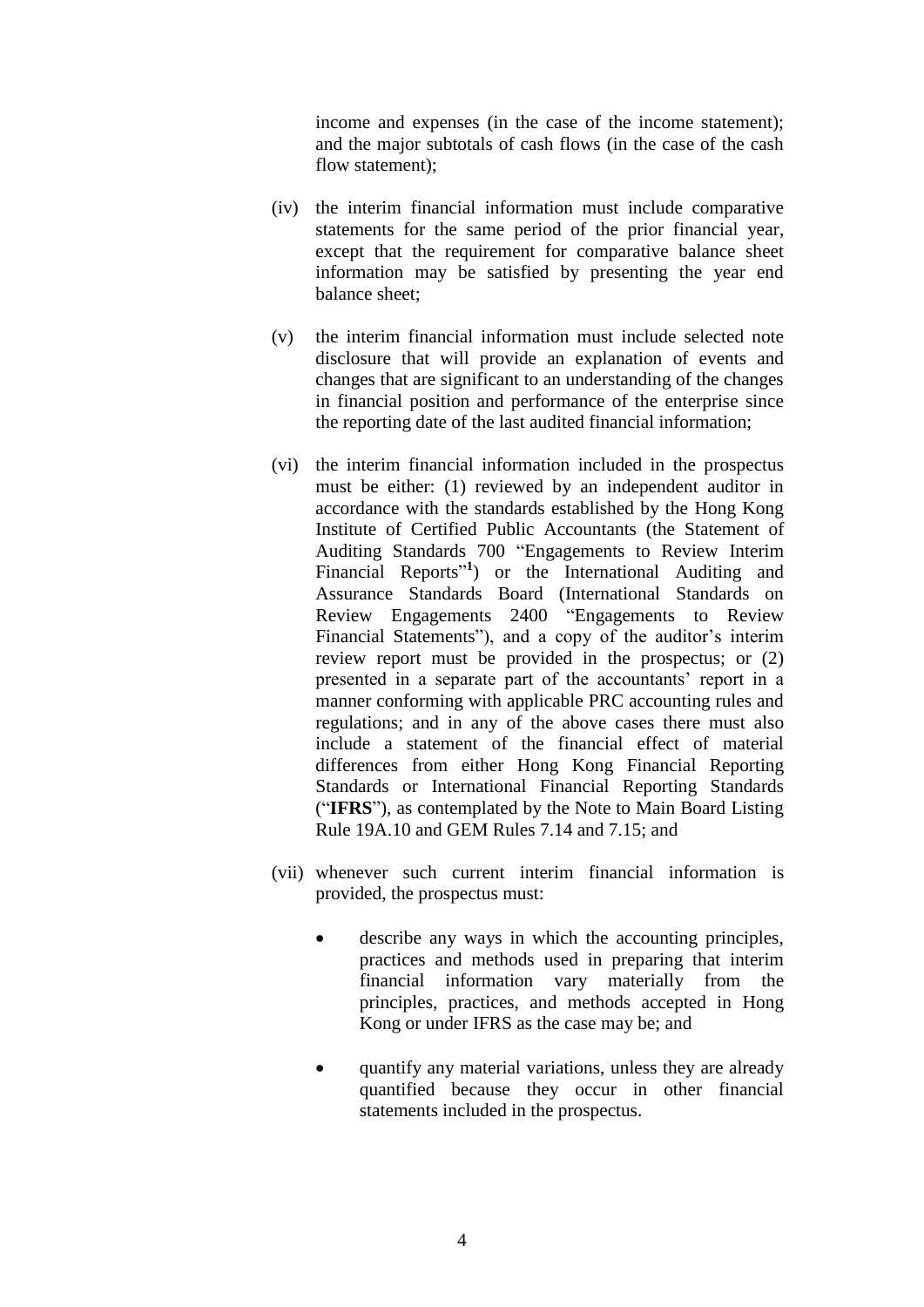income and expenses (in the case of the income statement); and the major subtotals of cash flows (in the case of the cash flow statement);

(iv) the interim financial information must include comparative statements for the same period of the prior financial year, except that the requirement for comparative balance sheet information may be satisfied by presenting the year end balance sheet;

(v) the interim financial information must include selected note disclosure that will provide an explanation of events and changes that are significant to an understanding of the changes in financial position and performance of the enterprise since the reporting date of the last audited financial information;

(vi) the interim financial information included in the prospectus must be either: (1) reviewed by an independent auditor in accordance with the standards established by the Hong Kong Institute of Certified Public Accountants (the Statement of Auditing Standards 700 "Engagements to Review Interim Financial Reports"[1]) or the International Auditing and Assurance Standards Board (International Standards on Review Engagements 2400 "Engagements to Review Financial Statements"), and a copy of the auditor's interim review report must be provided in the prospectus; or (2) presented in a separate part of the accountants' report in a manner conforming with applicable PRC accounting rules and regulations; and in any of the above cases there must also include a statement of the financial effect of material differences from either Hong Kong Financial Reporting Standards or International Financial Reporting Standards ("**IFRS**"), as contemplated by the Note to Main Board Listing Rule 19A.10 and GEM Rules 7.14 and 7.15; and

(vii) whenever such current interim financial information is provided, the prospectus must:

- describe any ways in which the accounting principles, practices and methods used in preparing that interim financial information vary materially from the principles, practices, and methods accepted in Hong Kong or under IFRS as the case may be; and

- quantify any material variations, unless they are already quantified because they occur in other financial statements included in the prospectus.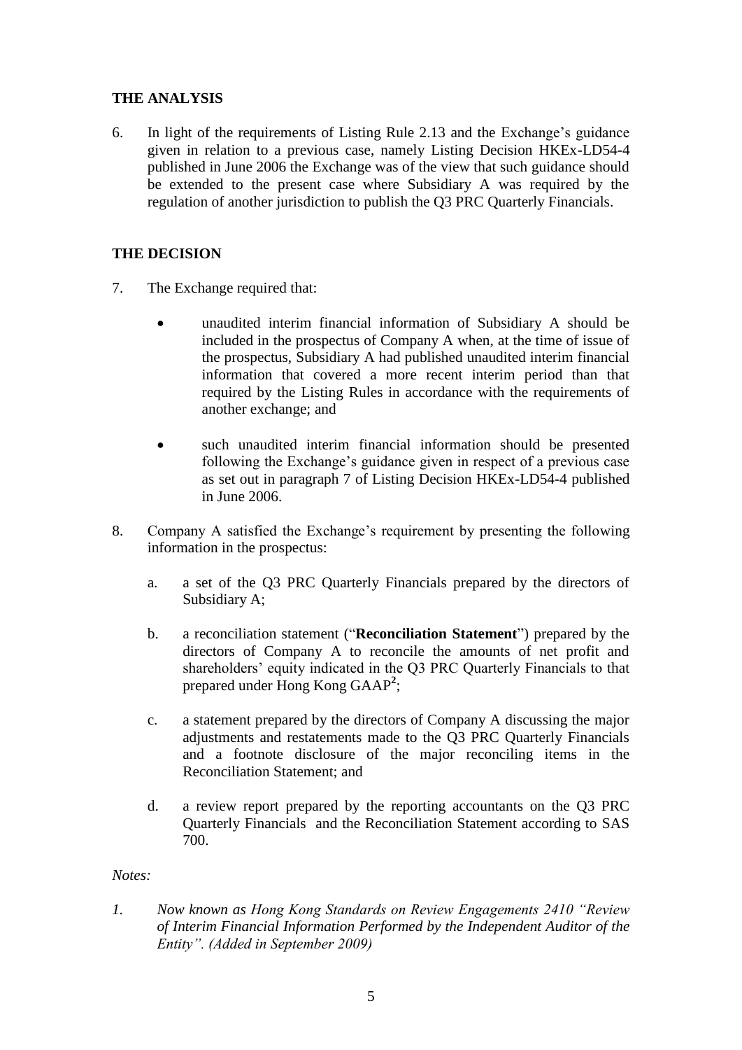## THE ANALYSIS

6. In light of the requirements of Listing Rule 2.13 and the Exchange's guidance given in relation to a previous case, namely Listing Decision HKEx-LD54-4 published in June 2006 the Exchange was of the view that such guidance should be extended to the present case where Subsidiary A was required by the regulation of another jurisdiction to publish the Q3 PRC Quarterly Financials.

## THE DECISION

7. The Exchange required that:

   - unaudited interim financial information of Subsidiary A should be included in the prospectus of Company A when, at the time of issue of the prospectus, Subsidiary A had published unaudited interim financial information that covered a more recent interim period than that required by the Listing Rules in accordance with the requirements of another exchange; and

   - such unaudited interim financial information should be presented following the Exchange's guidance given in respect of a previous case as set out in paragraph 7 of Listing Decision HKEx-LD54-4 published in June 2006.

8. Company A satisfied the Exchange's requirement by presenting the following information in the prospectus:

   a. a set of the Q3 PRC Quarterly Financials prepared by the directors of Subsidiary A;

   b. a reconciliation statement ("**Reconciliation Statement**") prepared by the directors of Company A to reconcile the amounts of net profit and shareholders' equity indicated in the Q3 PRC Quarterly Financials to that prepared under Hong Kong GAAP[2];

   c. a statement prepared by the directors of Company A discussing the major adjustments and restatements made to the Q3 PRC Quarterly Financials and a footnote disclosure of the major reconciling items in the Reconciliation Statement; and

   d. a review report prepared by the reporting accountants on the Q3 PRC Quarterly Financials and the Reconciliation Statement according to SAS 700.

*Notes:*

1. *Now known as Hong Kong Standards on Review Engagements 2410 "Review of Interim Financial Information Performed by the Independent Auditor of the Entity". (Added in September 2009)*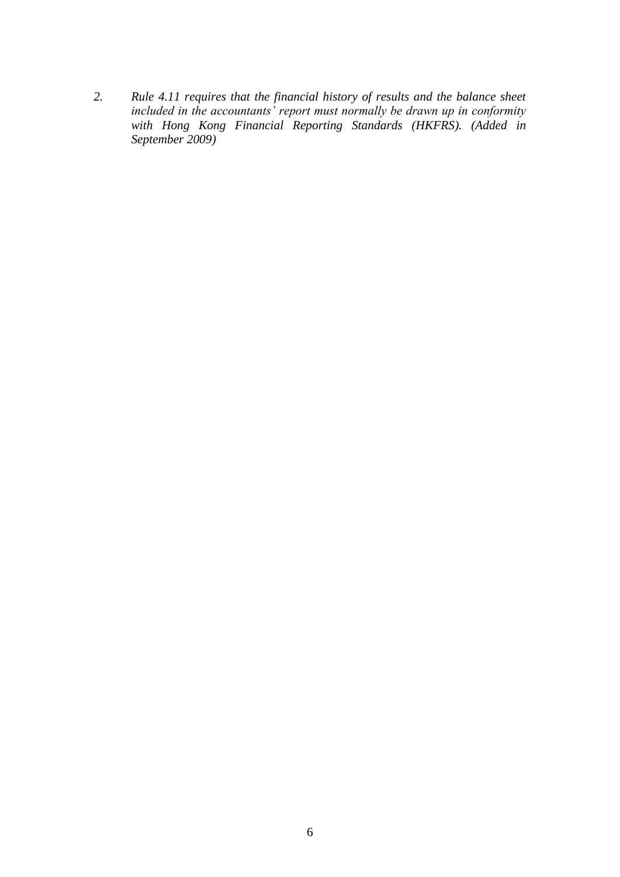2. *Rule 4.11 requires that the financial history of results and the balance sheet included in the accountants' report must normally be drawn up in conformity with Hong Kong Financial Reporting Standards (HKFRS). (Added in September 2009)*